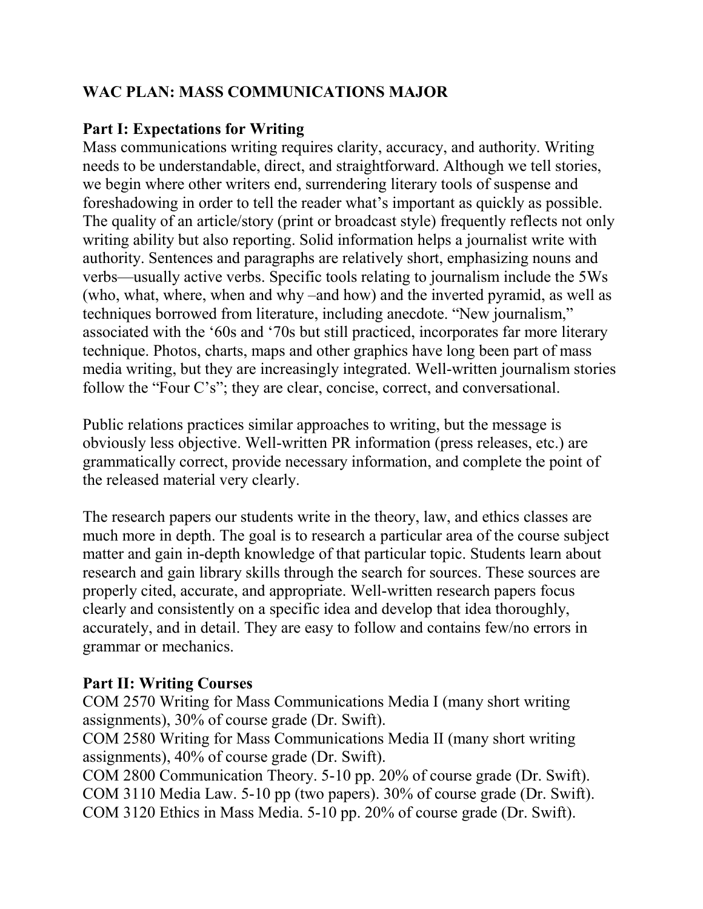## WAC PLAN: MASS COMMUNICATIONS MAJOR

### Part I: Expectations for Writing

Mass communications writing requires clarity, accuracy, and authority. Writing needs to be understandable, direct, and straightforward. Although we tell stories, we begin where other writers end, surrendering literary tools of suspense and foreshadowing in order to tell the reader what's important as quickly as possible. The quality of an article/story (print or broadcast style) frequently reflects not only writing ability but also reporting. Solid information helps a journalist write with authority. Sentences and paragraphs are relatively short, emphasizing nouns and verbs—usually active verbs. Specific tools relating to journalism include the 5Ws (who, what, where, when and why –and how) and the inverted pyramid, as well as techniques borrowed from literature, including anecdote. "New journalism," associated with the '60s and '70s but still practiced, incorporates far more literary technique. Photos, charts, maps and other graphics have long been part of mass media writing, but they are increasingly integrated. Well-written journalism stories follow the "Four C's"; they are clear, concise, correct, and conversational.

Public relations practices similar approaches to writing, but the message is obviously less objective. Well-written PR information (press releases, etc.) are grammatically correct, provide necessary information, and complete the point of the released material very clearly.

The research papers our students write in the theory, law, and ethics classes are much more in depth. The goal is to research a particular area of the course subject matter and gain in-depth knowledge of that particular topic. Students learn about research and gain library skills through the search for sources. These sources are properly cited, accurate, and appropriate. Well-written research papers focus clearly and consistently on a specific idea and develop that idea thoroughly, accurately, and in detail. They are easy to follow and contains few/no errors in grammar or mechanics.

### Part II: Writing Courses

COM 2570 Writing for Mass Communications Media I (many short writing assignments), 30% of course grade (Dr. Swift).
COM 2580 Writing for Mass Communications Media II (many short writing assignments), 40% of course grade (Dr. Swift).
COM 2800 Communication Theory. 5-10 pp. 20% of course grade (Dr. Swift).
COM 3110 Media Law. 5-10 pp (two papers). 30% of course grade (Dr. Swift).
COM 3120 Ethics in Mass Media. 5-10 pp. 20% of course grade (Dr. Swift).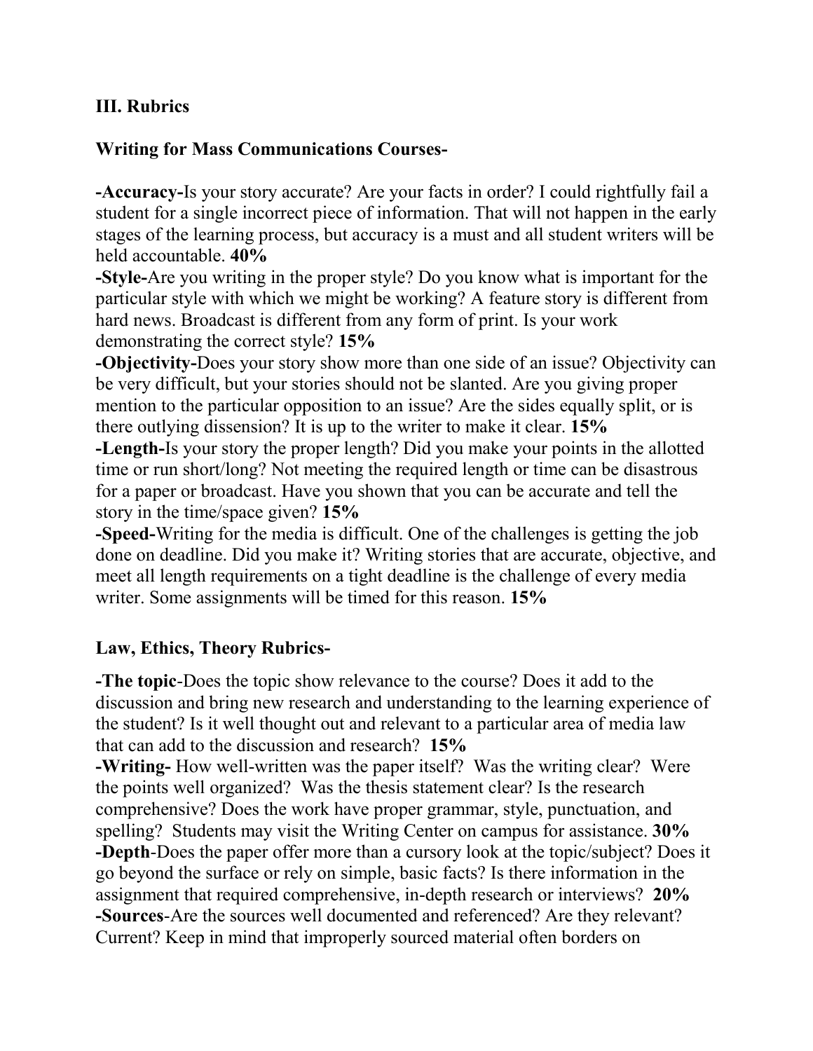## III. Rubrics

### Writing for Mass Communications Courses-

**-Accuracy-**Is your story accurate? Are your facts in order? I could rightfully fail a student for a single incorrect piece of information. That will not happen in the early stages of the learning process, but accuracy is a must and all student writers will be held accountable. **40%**

**-Style-**Are you writing in the proper style? Do you know what is important for the particular style with which we might be working? A feature story is different from hard news. Broadcast is different from any form of print. Is your work demonstrating the correct style? **15%**

**-Objectivity-**Does your story show more than one side of an issue? Objectivity can be very difficult, but your stories should not be slanted. Are you giving proper mention to the particular opposition to an issue? Are the sides equally split, or is there outlying dissension? It is up to the writer to make it clear. **15%**

**-Length-**Is your story the proper length? Did you make your points in the allotted time or run short/long? Not meeting the required length or time can be disastrous for a paper or broadcast. Have you shown that you can be accurate and tell the story in the time/space given? **15%**

**-Speed-**Writing for the media is difficult. One of the challenges is getting the job done on deadline. Did you make it? Writing stories that are accurate, objective, and meet all length requirements on a tight deadline is the challenge of every media writer. Some assignments will be timed for this reason. **15%**

### Law, Ethics, Theory Rubrics-

**-The topic**-Does the topic show relevance to the course? Does it add to the discussion and bring new research and understanding to the learning experience of the student? Is it well thought out and relevant to a particular area of media law that can add to the discussion and research? **15%**

**-Writing-** How well-written was the paper itself? Was the writing clear? Were the points well organized? Was the thesis statement clear? Is the research comprehensive? Does the work have proper grammar, style, punctuation, and spelling? Students may visit the Writing Center on campus for assistance. **30%**

**-Depth**-Does the paper offer more than a cursory look at the topic/subject? Does it go beyond the surface or rely on simple, basic facts? Is there information in the assignment that required comprehensive, in-depth research or interviews? **20%**

**-Sources**-Are the sources well documented and referenced? Are they relevant? Current? Keep in mind that improperly sourced material often borders on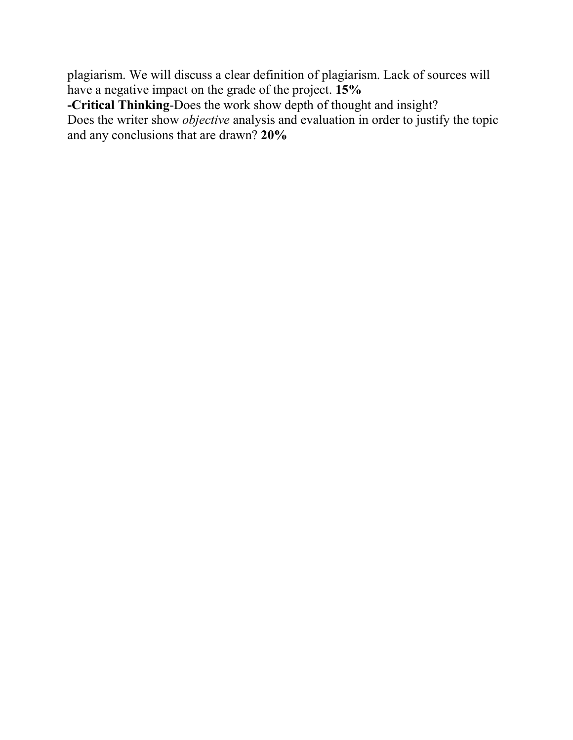plagiarism. We will discuss a clear definition of plagiarism. Lack of sources will have a negative impact on the grade of the project. **15%**

**-Critical Thinking**-Does the work show depth of thought and insight? Does the writer show *objective* analysis and evaluation in order to justify the topic and any conclusions that are drawn? **20%**